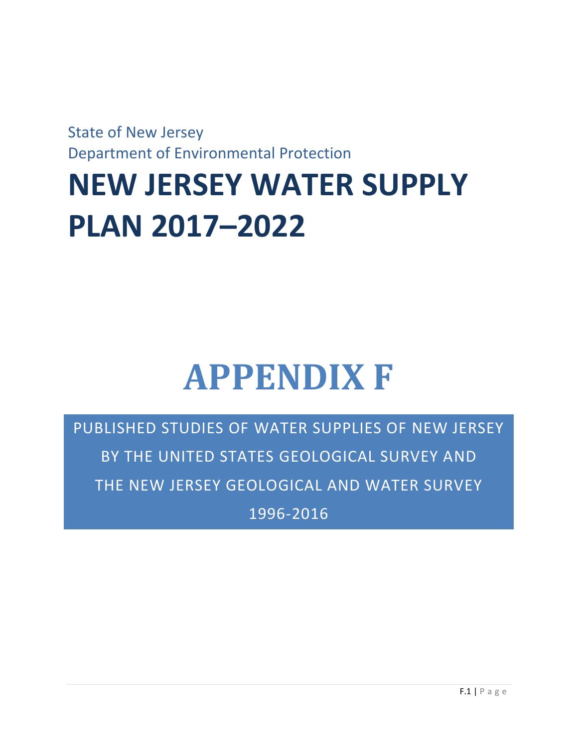State of New Jersey
Department of Environmental Protection

# NEW JERSEY WATER SUPPLY PLAN 2017–2022

# APPENDIX F

## PUBLISHED STUDIES OF WATER SUPPLIES OF NEW JERSEY BY THE UNITED STATES GEOLOGICAL SURVEY AND THE NEW JERSEY GEOLOGICAL AND WATER SURVEY 1996-2016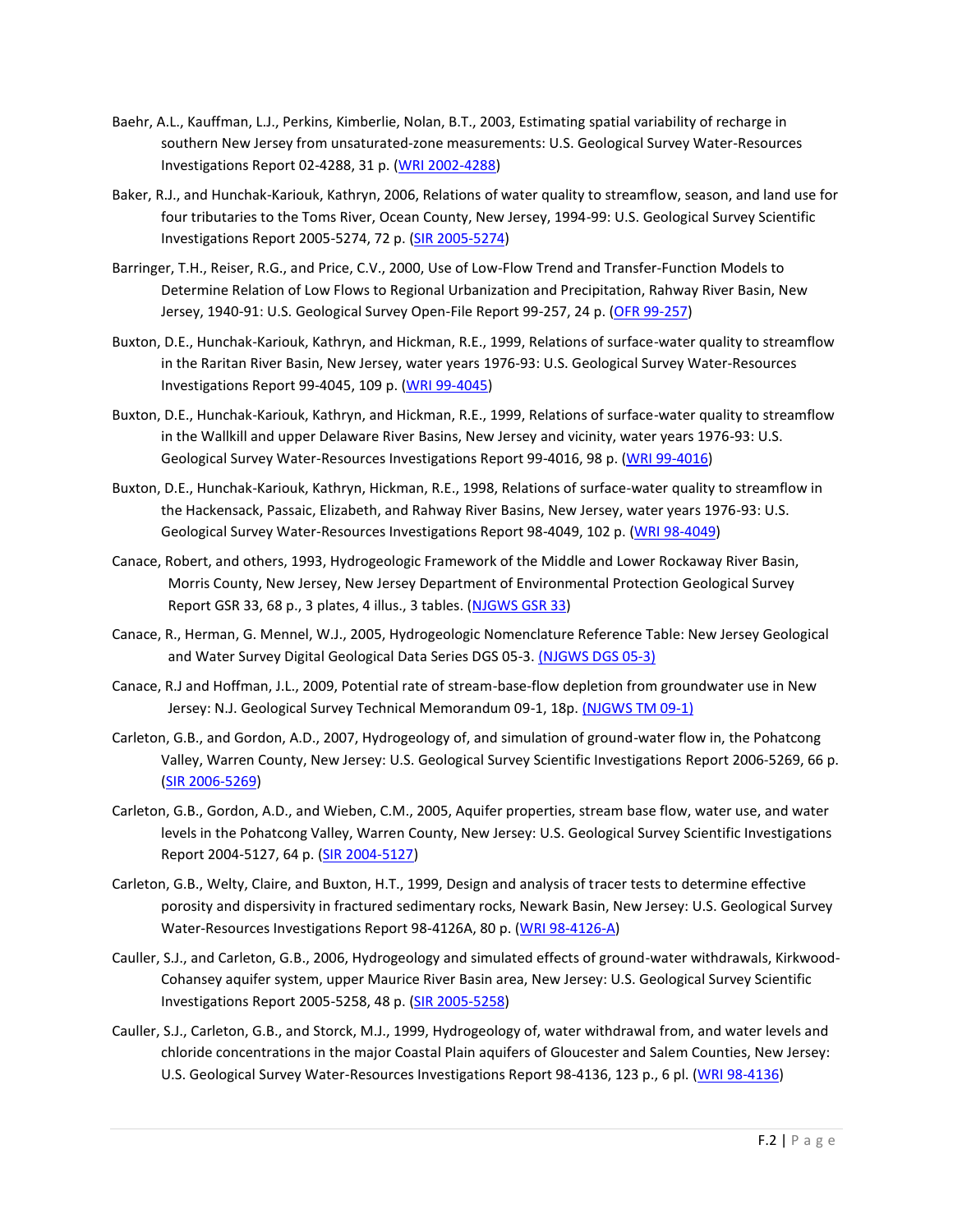Baehr, A.L., Kauffman, L.J., Perkins, Kimberlie, Nolan, B.T., 2003, Estimating spatial variability of recharge in southern New Jersey from unsaturated-zone measurements: U.S. Geological Survey Water-Resources Investigations Report 02-4288, 31 p. (WRI 2002-4288)

Baker, R.J., and Hunchak-Kariouk, Kathryn, 2006, Relations of water quality to streamflow, season, and land use for four tributaries to the Toms River, Ocean County, New Jersey, 1994-99: U.S. Geological Survey Scientific Investigations Report 2005-5274, 72 p. (SIR 2005-5274)

Barringer, T.H., Reiser, R.G., and Price, C.V., 2000, Use of Low-Flow Trend and Transfer-Function Models to Determine Relation of Low Flows to Regional Urbanization and Precipitation, Rahway River Basin, New Jersey, 1940-91: U.S. Geological Survey Open-File Report 99-257, 24 p. (OFR 99-257)

Buxton, D.E., Hunchak-Kariouk, Kathryn, and Hickman, R.E., 1999, Relations of surface-water quality to streamflow in the Raritan River Basin, New Jersey, water years 1976-93: U.S. Geological Survey Water-Resources Investigations Report 99-4045, 109 p. (WRI 99-4045)

Buxton, D.E., Hunchak-Kariouk, Kathryn, and Hickman, R.E., 1999, Relations of surface-water quality to streamflow in the Wallkill and upper Delaware River Basins, New Jersey and vicinity, water years 1976-93: U.S. Geological Survey Water-Resources Investigations Report 99-4016, 98 p. (WRI 99-4016)

Buxton, D.E., Hunchak-Kariouk, Kathryn, Hickman, R.E., 1998, Relations of surface-water quality to streamflow in the Hackensack, Passaic, Elizabeth, and Rahway River Basins, New Jersey, water years 1976-93: U.S. Geological Survey Water-Resources Investigations Report 98-4049, 102 p. (WRI 98-4049)

Canace, Robert, and others, 1993, Hydrogeologic Framework of the Middle and Lower Rockaway River Basin, Morris County, New Jersey, New Jersey Department of Environmental Protection Geological Survey Report GSR 33, 68 p., 3 plates, 4 illus., 3 tables. (NJGWS GSR 33)

Canace, R., Herman, G. Mennel, W.J., 2005, Hydrogeologic Nomenclature Reference Table: New Jersey Geological and Water Survey Digital Geological Data Series DGS 05-3. (NJGWS DGS 05-3)

Canace, R.J and Hoffman, J.L., 2009, Potential rate of stream-base-flow depletion from groundwater use in New Jersey: N.J. Geological Survey Technical Memorandum 09-1, 18p. (NJGWS TM 09-1)

Carleton, G.B., and Gordon, A.D., 2007, Hydrogeology of, and simulation of ground-water flow in, the Pohatcong Valley, Warren County, New Jersey: U.S. Geological Survey Scientific Investigations Report 2006-5269, 66 p. (SIR 2006-5269)

Carleton, G.B., Gordon, A.D., and Wieben, C.M., 2005, Aquifer properties, stream base flow, water use, and water levels in the Pohatcong Valley, Warren County, New Jersey: U.S. Geological Survey Scientific Investigations Report 2004-5127, 64 p. (SIR 2004-5127)

Carleton, G.B., Welty, Claire, and Buxton, H.T., 1999, Design and analysis of tracer tests to determine effective porosity and dispersivity in fractured sedimentary rocks, Newark Basin, New Jersey: U.S. Geological Survey Water-Resources Investigations Report 98-4126A, 80 p. (WRI 98-4126-A)

Cauller, S.J., and Carleton, G.B., 2006, Hydrogeology and simulated effects of ground-water withdrawals, Kirkwood-Cohansey aquifer system, upper Maurice River Basin area, New Jersey: U.S. Geological Survey Scientific Investigations Report 2005-5258, 48 p. (SIR 2005-5258)

Cauller, S.J., Carleton, G.B., and Storck, M.J., 1999, Hydrogeology of, water withdrawal from, and water levels and chloride concentrations in the major Coastal Plain aquifers of Gloucester and Salem Counties, New Jersey: U.S. Geological Survey Water-Resources Investigations Report 98-4136, 123 p., 6 pl. (WRI 98-4136)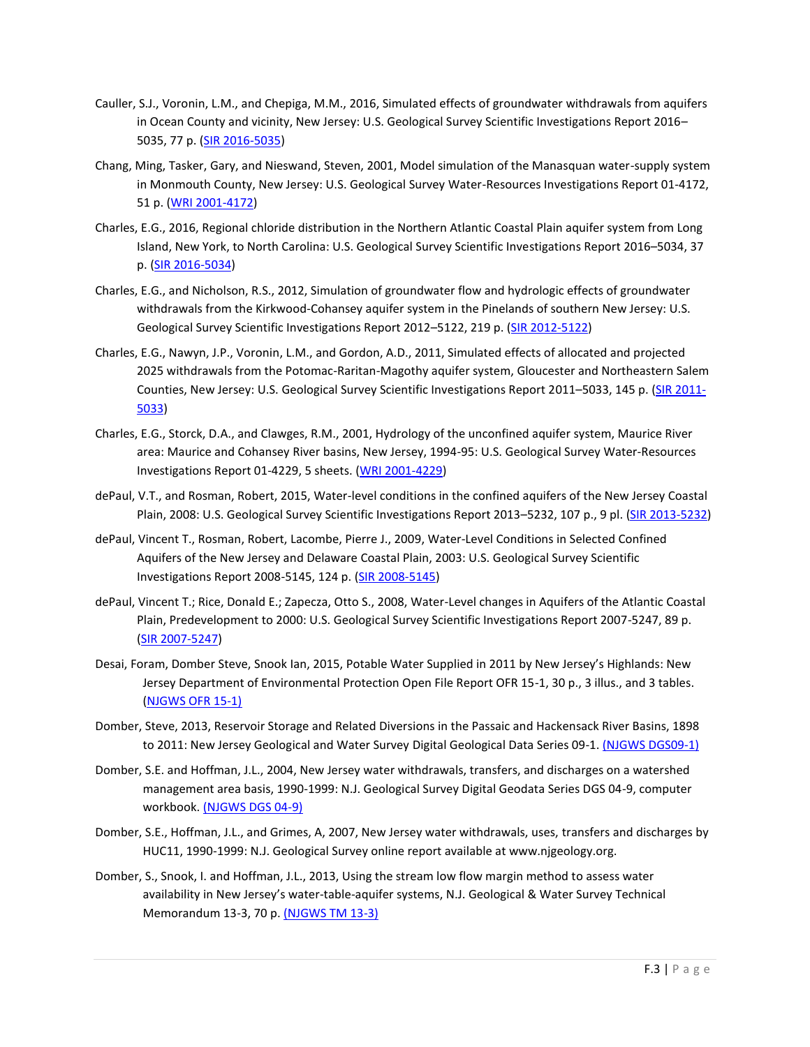Cauller, S.J., Voronin, L.M., and Chepiga, M.M., 2016, Simulated effects of groundwater withdrawals from aquifers in Ocean County and vicinity, New Jersey: U.S. Geological Survey Scientific Investigations Report 2016–5035, 77 p. (SIR 2016-5035)

Chang, Ming, Tasker, Gary, and Nieswand, Steven, 2001, Model simulation of the Manasquan water-supply system in Monmouth County, New Jersey: U.S. Geological Survey Water-Resources Investigations Report 01-4172, 51 p. (WRI 2001-4172)

Charles, E.G., 2016, Regional chloride distribution in the Northern Atlantic Coastal Plain aquifer system from Long Island, New York, to North Carolina: U.S. Geological Survey Scientific Investigations Report 2016–5034, 37 p. (SIR 2016-5034)

Charles, E.G., and Nicholson, R.S., 2012, Simulation of groundwater flow and hydrologic effects of groundwater withdrawals from the Kirkwood-Cohansey aquifer system in the Pinelands of southern New Jersey: U.S. Geological Survey Scientific Investigations Report 2012–5122, 219 p. (SIR 2012-5122)

Charles, E.G., Nawyn, J.P., Voronin, L.M., and Gordon, A.D., 2011, Simulated effects of allocated and projected 2025 withdrawals from the Potomac-Raritan-Magothy aquifer system, Gloucester and Northeastern Salem Counties, New Jersey: U.S. Geological Survey Scientific Investigations Report 2011–5033, 145 p. (SIR 2011-5033)

Charles, E.G., Storck, D.A., and Clawges, R.M., 2001, Hydrology of the unconfined aquifer system, Maurice River area: Maurice and Cohansey River basins, New Jersey, 1994-95: U.S. Geological Survey Water-Resources Investigations Report 01-4229, 5 sheets. (WRI 2001-4229)

dePaul, V.T., and Rosman, Robert, 2015, Water-level conditions in the confined aquifers of the New Jersey Coastal Plain, 2008: U.S. Geological Survey Scientific Investigations Report 2013–5232, 107 p., 9 pl. (SIR 2013-5232)

dePaul, Vincent T., Rosman, Robert, Lacombe, Pierre J., 2009, Water-Level Conditions in Selected Confined Aquifers of the New Jersey and Delaware Coastal Plain, 2003: U.S. Geological Survey Scientific Investigations Report 2008-5145, 124 p. (SIR 2008-5145)

dePaul, Vincent T.; Rice, Donald E.; Zapecza, Otto S., 2008, Water-Level changes in Aquifers of the Atlantic Coastal Plain, Predevelopment to 2000: U.S. Geological Survey Scientific Investigations Report 2007-5247, 89 p. (SIR 2007-5247)

Desai, Foram, Domber Steve, Snook Ian, 2015, Potable Water Supplied in 2011 by New Jersey's Highlands: New Jersey Department of Environmental Protection Open File Report OFR 15-1, 30 p., 3 illus., and 3 tables. (NJGWS OFR 15-1)

Domber, Steve, 2013, Reservoir Storage and Related Diversions in the Passaic and Hackensack River Basins, 1898 to 2011: New Jersey Geological and Water Survey Digital Geological Data Series 09-1. (NJGWS DGS09-1)

Domber, S.E. and Hoffman, J.L., 2004, New Jersey water withdrawals, transfers, and discharges on a watershed management area basis, 1990-1999: N.J. Geological Survey Digital Geodata Series DGS 04-9, computer workbook. (NJGWS DGS 04-9)

Domber, S.E., Hoffman, J.L., and Grimes, A, 2007, New Jersey water withdrawals, uses, transfers and discharges by HUC11, 1990-1999: N.J. Geological Survey online report available at www.njgeology.org.

Domber, S., Snook, I. and Hoffman, J.L., 2013, Using the stream low flow margin method to assess water availability in New Jersey's water-table-aquifer systems, N.J. Geological & Water Survey Technical Memorandum 13-3, 70 p. (NJGWS TM 13-3)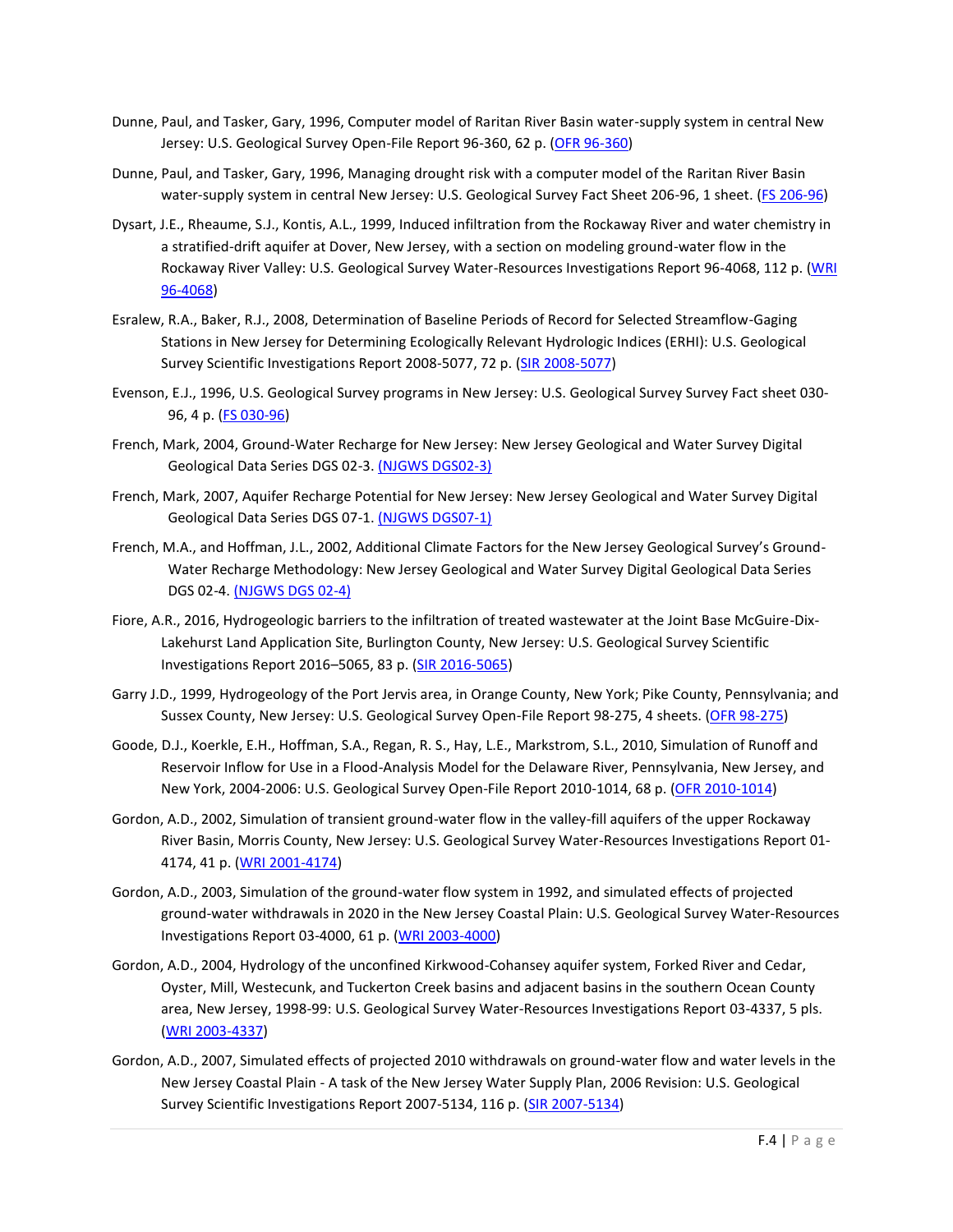Dunne, Paul, and Tasker, Gary, 1996, Computer model of Raritan River Basin water-supply system in central New Jersey: U.S. Geological Survey Open-File Report 96-360, 62 p. (OFR 96-360)

Dunne, Paul, and Tasker, Gary, 1996, Managing drought risk with a computer model of the Raritan River Basin water-supply system in central New Jersey: U.S. Geological Survey Fact Sheet 206-96, 1 sheet. (FS 206-96)

Dysart, J.E., Rheaume, S.J., Kontis, A.L., 1999, Induced infiltration from the Rockaway River and water chemistry in a stratified-drift aquifer at Dover, New Jersey, with a section on modeling ground-water flow in the Rockaway River Valley: U.S. Geological Survey Water-Resources Investigations Report 96-4068, 112 p. (WRI 96-4068)

Esralew, R.A., Baker, R.J., 2008, Determination of Baseline Periods of Record for Selected Streamflow-Gaging Stations in New Jersey for Determining Ecologically Relevant Hydrologic Indices (ERHI): U.S. Geological Survey Scientific Investigations Report 2008-5077, 72 p. (SIR 2008-5077)

Evenson, E.J., 1996, U.S. Geological Survey programs in New Jersey: U.S. Geological Survey Survey Fact sheet 030-96, 4 p. (FS 030-96)

French, Mark, 2004, Ground-Water Recharge for New Jersey: New Jersey Geological and Water Survey Digital Geological Data Series DGS 02-3. (NJGWS DGS02-3)

French, Mark, 2007, Aquifer Recharge Potential for New Jersey: New Jersey Geological and Water Survey Digital Geological Data Series DGS 07-1. (NJGWS DGS07-1)

French, M.A., and Hoffman, J.L., 2002, Additional Climate Factors for the New Jersey Geological Survey's Ground-Water Recharge Methodology: New Jersey Geological and Water Survey Digital Geological Data Series DGS 02-4. (NJGWS DGS 02-4)

Fiore, A.R., 2016, Hydrogeologic barriers to the infiltration of treated wastewater at the Joint Base McGuire-Dix-Lakehurst Land Application Site, Burlington County, New Jersey: U.S. Geological Survey Scientific Investigations Report 2016–5065, 83 p. (SIR 2016-5065)

Garry J.D., 1999, Hydrogeology of the Port Jervis area, in Orange County, New York; Pike County, Pennsylvania; and Sussex County, New Jersey: U.S. Geological Survey Open-File Report 98-275, 4 sheets. (OFR 98-275)

Goode, D.J., Koerkle, E.H., Hoffman, S.A., Regan, R. S., Hay, L.E., Markstrom, S.L., 2010, Simulation of Runoff and Reservoir Inflow for Use in a Flood-Analysis Model for the Delaware River, Pennsylvania, New Jersey, and New York, 2004-2006: U.S. Geological Survey Open-File Report 2010-1014, 68 p. (OFR 2010-1014)

Gordon, A.D., 2002, Simulation of transient ground-water flow in the valley-fill aquifers of the upper Rockaway River Basin, Morris County, New Jersey: U.S. Geological Survey Water-Resources Investigations Report 01-4174, 41 p. (WRI 2001-4174)

Gordon, A.D., 2003, Simulation of the ground-water flow system in 1992, and simulated effects of projected ground-water withdrawals in 2020 in the New Jersey Coastal Plain: U.S. Geological Survey Water-Resources Investigations Report 03-4000, 61 p. (WRI 2003-4000)

Gordon, A.D., 2004, Hydrology of the unconfined Kirkwood-Cohansey aquifer system, Forked River and Cedar, Oyster, Mill, Westecunk, and Tuckerton Creek basins and adjacent basins in the southern Ocean County area, New Jersey, 1998-99: U.S. Geological Survey Water-Resources Investigations Report 03-4337, 5 pls. (WRI 2003-4337)

Gordon, A.D., 2007, Simulated effects of projected 2010 withdrawals on ground-water flow and water levels in the New Jersey Coastal Plain - A task of the New Jersey Water Supply Plan, 2006 Revision: U.S. Geological Survey Scientific Investigations Report 2007-5134, 116 p. (SIR 2007-5134)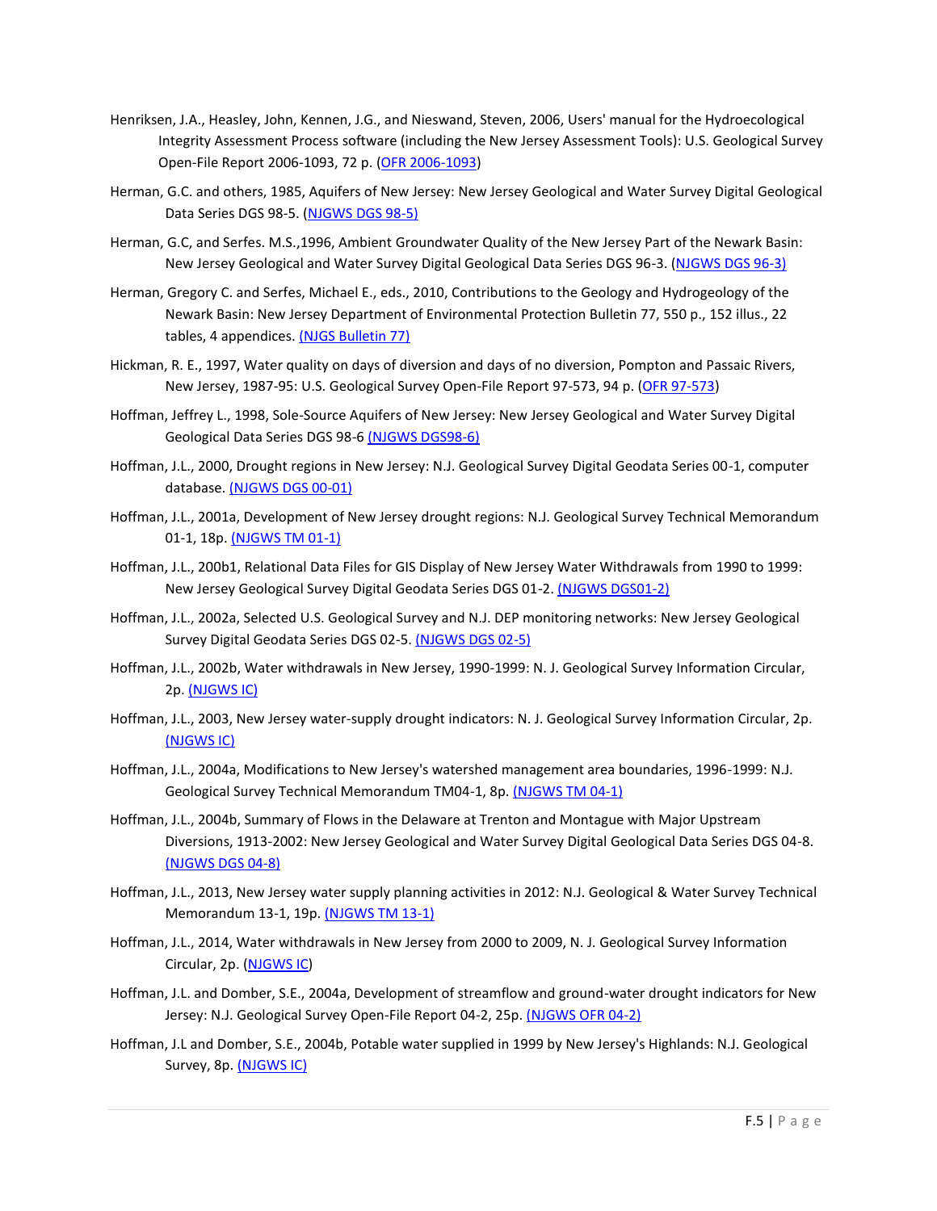Henriksen, J.A., Heasley, John, Kennen, J.G., and Nieswand, Steven, 2006, Users' manual for the Hydroecological Integrity Assessment Process software (including the New Jersey Assessment Tools): U.S. Geological Survey Open-File Report 2006-1093, 72 p. (OFR 2006-1093)

Herman, G.C. and others, 1985, Aquifers of New Jersey: New Jersey Geological and Water Survey Digital Geological Data Series DGS 98-5. (NJGWS DGS 98-5)

Herman, G.C, and Serfes. M.S.,1996, Ambient Groundwater Quality of the New Jersey Part of the Newark Basin: New Jersey Geological and Water Survey Digital Geological Data Series DGS 96-3. (NJGWS DGS 96-3)

Herman, Gregory C. and Serfes, Michael E., eds., 2010, Contributions to the Geology and Hydrogeology of the Newark Basin: New Jersey Department of Environmental Protection Bulletin 77, 550 p., 152 illus., 22 tables, 4 appendices. (NJGS Bulletin 77)

Hickman, R. E., 1997, Water quality on days of diversion and days of no diversion, Pompton and Passaic Rivers, New Jersey, 1987-95: U.S. Geological Survey Open-File Report 97-573, 94 p. (OFR 97-573)

Hoffman, Jeffrey L., 1998, Sole-Source Aquifers of New Jersey: New Jersey Geological and Water Survey Digital Geological Data Series DGS 98-6 (NJGWS DGS98-6)

Hoffman, J.L., 2000, Drought regions in New Jersey: N.J. Geological Survey Digital Geodata Series 00-1, computer database. (NJGWS DGS 00-01)

Hoffman, J.L., 2001a, Development of New Jersey drought regions: N.J. Geological Survey Technical Memorandum 01-1, 18p. (NJGWS TM 01-1)

Hoffman, J.L., 200b1, Relational Data Files for GIS Display of New Jersey Water Withdrawals from 1990 to 1999: New Jersey Geological Survey Digital Geodata Series DGS 01-2. (NJGWS DGS01-2)

Hoffman, J.L., 2002a, Selected U.S. Geological Survey and N.J. DEP monitoring networks: New Jersey Geological Survey Digital Geodata Series DGS 02-5. (NJGWS DGS 02-5)

Hoffman, J.L., 2002b, Water withdrawals in New Jersey, 1990-1999: N. J. Geological Survey Information Circular, 2p. (NJGWS IC)

Hoffman, J.L., 2003, New Jersey water-supply drought indicators: N. J. Geological Survey Information Circular, 2p. (NJGWS IC)

Hoffman, J.L., 2004a, Modifications to New Jersey's watershed management area boundaries, 1996-1999: N.J. Geological Survey Technical Memorandum TM04-1, 8p. (NJGWS TM 04-1)

Hoffman, J.L., 2004b, Summary of Flows in the Delaware at Trenton and Montague with Major Upstream Diversions, 1913-2002: New Jersey Geological and Water Survey Digital Geological Data Series DGS 04-8. (NJGWS DGS 04-8)

Hoffman, J.L., 2013, New Jersey water supply planning activities in 2012: N.J. Geological & Water Survey Technical Memorandum 13-1, 19p. (NJGWS TM 13-1)

Hoffman, J.L., 2014, Water withdrawals in New Jersey from 2000 to 2009, N. J. Geological Survey Information Circular, 2p. (NJGWS IC)

Hoffman, J.L. and Domber, S.E., 2004a, Development of streamflow and ground-water drought indicators for New Jersey: N.J. Geological Survey Open-File Report 04-2, 25p. (NJGWS OFR 04-2)

Hoffman, J.L and Domber, S.E., 2004b, Potable water supplied in 1999 by New Jersey's Highlands: N.J. Geological Survey, 8p. (NJGWS IC)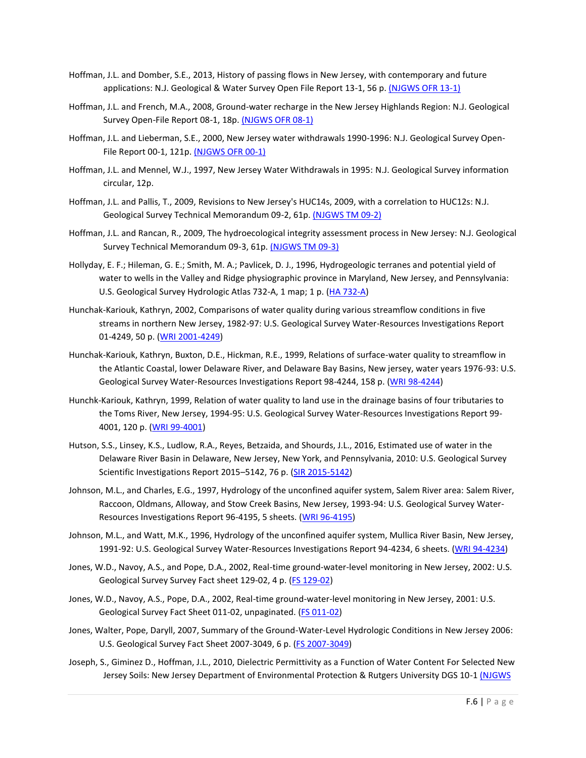Hoffman, J.L. and Domber, S.E., 2013, History of passing flows in New Jersey, with contemporary and future applications: N.J. Geological & Water Survey Open File Report 13-1, 56 p. (NJGWS OFR 13-1)

Hoffman, J.L. and French, M.A., 2008, Ground-water recharge in the New Jersey Highlands Region: N.J. Geological Survey Open-File Report 08-1, 18p. (NJGWS OFR 08-1)

Hoffman, J.L. and Lieberman, S.E., 2000, New Jersey water withdrawals 1990-1996: N.J. Geological Survey Open-File Report 00-1, 121p. (NJGWS OFR 00-1)

Hoffman, J.L. and Mennel, W.J., 1997, New Jersey Water Withdrawals in 1995: N.J. Geological Survey information circular, 12p.

Hoffman, J.L. and Pallis, T., 2009, Revisions to New Jersey's HUC14s, 2009, with a correlation to HUC12s: N.J. Geological Survey Technical Memorandum 09-2, 61p. (NJGWS TM 09-2)

Hoffman, J.L. and Rancan, R., 2009, The hydroecological integrity assessment process in New Jersey: N.J. Geological Survey Technical Memorandum 09-3, 61p. (NJGWS TM 09-3)

Hollyday, E. F.; Hileman, G. E.; Smith, M. A.; Pavlicek, D. J., 1996, Hydrogeologic terranes and potential yield of water to wells in the Valley and Ridge physiographic province in Maryland, New Jersey, and Pennsylvania: U.S. Geological Survey Hydrologic Atlas 732-A, 1 map; 1 p. (HA 732-A)

Hunchak-Kariouk, Kathryn, 2002, Comparisons of water quality during various streamflow conditions in five streams in northern New Jersey, 1982-97: U.S. Geological Survey Water-Resources Investigations Report 01-4249, 50 p. (WRI 2001-4249)

Hunchak-Kariouk, Kathryn, Buxton, D.E., Hickman, R.E., 1999, Relations of surface-water quality to streamflow in the Atlantic Coastal, lower Delaware River, and Delaware Bay Basins, New jersey, water years 1976-93: U.S. Geological Survey Water-Resources Investigations Report 98-4244, 158 p. (WRI 98-4244)

Hunchk-Kariouk, Kathryn, 1999, Relation of water quality to land use in the drainage basins of four tributaries to the Toms River, New Jersey, 1994-95: U.S. Geological Survey Water-Resources Investigations Report 99-4001, 120 p. (WRI 99-4001)

Hutson, S.S., Linsey, K.S., Ludlow, R.A., Reyes, Betzaida, and Shourds, J.L., 2016, Estimated use of water in the Delaware River Basin in Delaware, New Jersey, New York, and Pennsylvania, 2010: U.S. Geological Survey Scientific Investigations Report 2015–5142, 76 p. (SIR 2015-5142)

Johnson, M.L., and Charles, E.G., 1997, Hydrology of the unconfined aquifer system, Salem River area: Salem River, Raccoon, Oldmans, Alloway, and Stow Creek Basins, New Jersey, 1993-94: U.S. Geological Survey Water-Resources Investigations Report 96-4195, 5 sheets. (WRI 96-4195)

Johnson, M.L., and Watt, M.K., 1996, Hydrology of the unconfined aquifer system, Mullica River Basin, New Jersey, 1991-92: U.S. Geological Survey Water-Resources Investigations Report 94-4234, 6 sheets. (WRI 94-4234)

Jones, W.D., Navoy, A.S., and Pope, D.A., 2002, Real-time ground-water-level monitoring in New Jersey, 2002: U.S. Geological Survey Survey Fact sheet 129-02, 4 p. (FS 129-02)

Jones, W.D., Navoy, A.S., Pope, D.A., 2002, Real-time ground-water-level monitoring in New Jersey, 2001: U.S. Geological Survey Fact Sheet 011-02, unpaginated. (FS 011-02)

Jones, Walter, Pope, Daryll, 2007, Summary of the Ground-Water-Level Hydrologic Conditions in New Jersey 2006: U.S. Geological Survey Fact Sheet 2007-3049, 6 p. (FS 2007-3049)

Joseph, S., Giminez D., Hoffman, J.L., 2010, Dielectric Permittivity as a Function of Water Content For Selected New Jersey Soils: New Jersey Department of Environmental Protection & Rutgers University DGS 10-1 (NJGWS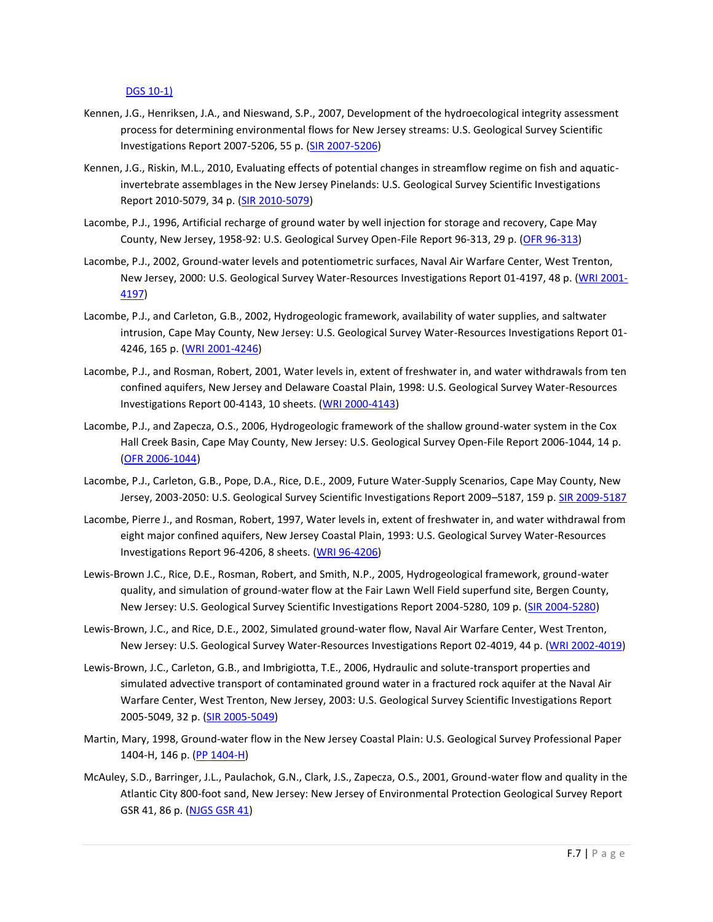DGS 10-1)

Kennen, J.G., Henriksen, J.A., and Nieswand, S.P., 2007, Development of the hydroecological integrity assessment process for determining environmental flows for New Jersey streams: U.S. Geological Survey Scientific Investigations Report 2007-5206, 55 p. (SIR 2007-5206)

Kennen, J.G., Riskin, M.L., 2010, Evaluating effects of potential changes in streamflow regime on fish and aquatic-invertebrate assemblages in the New Jersey Pinelands: U.S. Geological Survey Scientific Investigations Report 2010-5079, 34 p. (SIR 2010-5079)

Lacombe, P.J., 1996, Artificial recharge of ground water by well injection for storage and recovery, Cape May County, New Jersey, 1958-92: U.S. Geological Survey Open-File Report 96-313, 29 p. (OFR 96-313)

Lacombe, P.J., 2002, Ground-water levels and potentiometric surfaces, Naval Air Warfare Center, West Trenton, New Jersey, 2000: U.S. Geological Survey Water-Resources Investigations Report 01-4197, 48 p. (WRI 2001-4197)

Lacombe, P.J., and Carleton, G.B., 2002, Hydrogeologic framework, availability of water supplies, and saltwater intrusion, Cape May County, New Jersey: U.S. Geological Survey Water-Resources Investigations Report 01-4246, 165 p. (WRI 2001-4246)

Lacombe, P.J., and Rosman, Robert, 2001, Water levels in, extent of freshwater in, and water withdrawals from ten confined aquifers, New Jersey and Delaware Coastal Plain, 1998: U.S. Geological Survey Water-Resources Investigations Report 00-4143, 10 sheets. (WRI 2000-4143)

Lacombe, P.J., and Zapecza, O.S., 2006, Hydrogeologic framework of the shallow ground-water system in the Cox Hall Creek Basin, Cape May County, New Jersey: U.S. Geological Survey Open-File Report 2006-1044, 14 p. (OFR 2006-1044)

Lacombe, P.J., Carleton, G.B., Pope, D.A., Rice, D.E., 2009, Future Water-Supply Scenarios, Cape May County, New Jersey, 2003-2050: U.S. Geological Survey Scientific Investigations Report 2009–5187, 159 p. SIR 2009-5187

Lacombe, Pierre J., and Rosman, Robert, 1997, Water levels in, extent of freshwater in, and water withdrawal from eight major confined aquifers, New Jersey Coastal Plain, 1993: U.S. Geological Survey Water-Resources Investigations Report 96-4206, 8 sheets. (WRI 96-4206)

Lewis-Brown J.C., Rice, D.E., Rosman, Robert, and Smith, N.P., 2005, Hydrogeological framework, ground-water quality, and simulation of ground-water flow at the Fair Lawn Well Field superfund site, Bergen County, New Jersey: U.S. Geological Survey Scientific Investigations Report 2004-5280, 109 p. (SIR 2004-5280)

Lewis-Brown, J.C., and Rice, D.E., 2002, Simulated ground-water flow, Naval Air Warfare Center, West Trenton, New Jersey: U.S. Geological Survey Water-Resources Investigations Report 02-4019, 44 p. (WRI 2002-4019)

Lewis-Brown, J.C., Carleton, G.B., and Imbrigiotta, T.E., 2006, Hydraulic and solute-transport properties and simulated advective transport of contaminated ground water in a fractured rock aquifer at the Naval Air Warfare Center, West Trenton, New Jersey, 2003: U.S. Geological Survey Scientific Investigations Report 2005-5049, 32 p. (SIR 2005-5049)

Martin, Mary, 1998, Ground-water flow in the New Jersey Coastal Plain: U.S. Geological Survey Professional Paper 1404-H, 146 p. (PP 1404-H)

McAuley, S.D., Barringer, J.L., Paulachok, G.N., Clark, J.S., Zapecza, O.S., 2001, Ground-water flow and quality in the Atlantic City 800-foot sand, New Jersey: New Jersey of Environmental Protection Geological Survey Report GSR 41, 86 p. (NJGS GSR 41)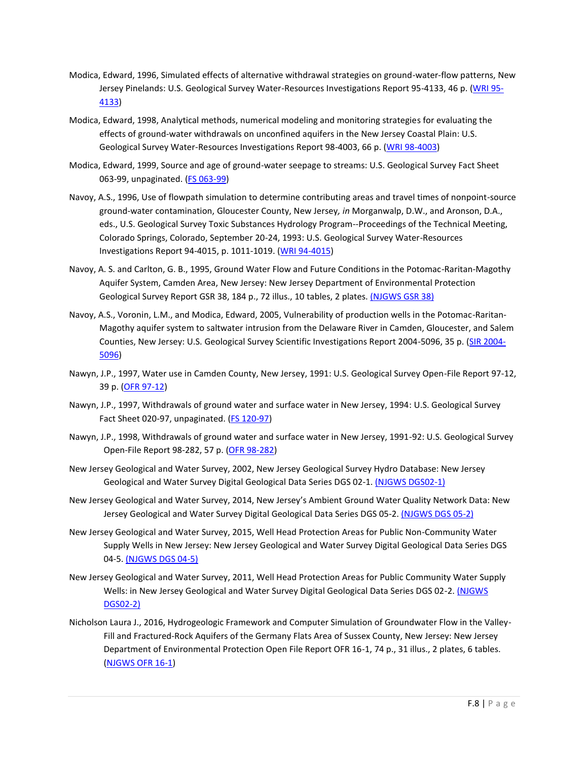Modica, Edward, 1996, Simulated effects of alternative withdrawal strategies on ground-water-flow patterns, New Jersey Pinelands: U.S. Geological Survey Water-Resources Investigations Report 95-4133, 46 p. (WRI 95-4133)

Modica, Edward, 1998, Analytical methods, numerical modeling and monitoring strategies for evaluating the effects of ground-water withdrawals on unconfined aquifers in the New Jersey Coastal Plain: U.S. Geological Survey Water-Resources Investigations Report 98-4003, 66 p. (WRI 98-4003)

Modica, Edward, 1999, Source and age of ground-water seepage to streams: U.S. Geological Survey Fact Sheet 063-99, unpaginated. (FS 063-99)

Navoy, A.S., 1996, Use of flowpath simulation to determine contributing areas and travel times of nonpoint-source ground-water contamination, Gloucester County, New Jersey, *in* Morganwalp, D.W., and Aronson, D.A., eds., U.S. Geological Survey Toxic Substances Hydrology Program--Proceedings of the Technical Meeting, Colorado Springs, Colorado, September 20-24, 1993: U.S. Geological Survey Water-Resources Investigations Report 94-4015, p. 1011-1019. (WRI 94-4015)

Navoy, A. S. and Carlton, G. B., 1995, Ground Water Flow and Future Conditions in the Potomac-Raritan-Magothy Aquifer System, Camden Area, New Jersey: New Jersey Department of Environmental Protection Geological Survey Report GSR 38, 184 p., 72 illus., 10 tables, 2 plates. (NJGWS GSR 38)

Navoy, A.S., Voronin, L.M., and Modica, Edward, 2005, Vulnerability of production wells in the Potomac-Raritan-Magothy aquifer system to saltwater intrusion from the Delaware River in Camden, Gloucester, and Salem Counties, New Jersey: U.S. Geological Survey Scientific Investigations Report 2004-5096, 35 p. (SIR 2004-5096)

Nawyn, J.P., 1997, Water use in Camden County, New Jersey, 1991: U.S. Geological Survey Open-File Report 97-12, 39 p. (OFR 97-12)

Nawyn, J.P., 1997, Withdrawals of ground water and surface water in New Jersey, 1994: U.S. Geological Survey Fact Sheet 020-97, unpaginated. (FS 120-97)

Nawyn, J.P., 1998, Withdrawals of ground water and surface water in New Jersey, 1991-92: U.S. Geological Survey Open-File Report 98-282, 57 p. (OFR 98-282)

New Jersey Geological and Water Survey, 2002, New Jersey Geological Survey Hydro Database: New Jersey Geological and Water Survey Digital Geological Data Series DGS 02-1. (NJGWS DGS02-1)

New Jersey Geological and Water Survey, 2014, New Jersey's Ambient Ground Water Quality Network Data: New Jersey Geological and Water Survey Digital Geological Data Series DGS 05-2. (NJGWS DGS 05-2)

New Jersey Geological and Water Survey, 2015, Well Head Protection Areas for Public Non-Community Water Supply Wells in New Jersey: New Jersey Geological and Water Survey Digital Geological Data Series DGS 04-5. (NJGWS DGS 04-5)

New Jersey Geological and Water Survey, 2011, Well Head Protection Areas for Public Community Water Supply Wells: in New Jersey Geological and Water Survey Digital Geological Data Series DGS 02-2. (NJGWS DGS02-2)

Nicholson Laura J., 2016, Hydrogeologic Framework and Computer Simulation of Groundwater Flow in the Valley-Fill and Fractured-Rock Aquifers of the Germany Flats Area of Sussex County, New Jersey: New Jersey Department of Environmental Protection Open File Report OFR 16-1, 74 p., 31 illus., 2 plates, 6 tables. (NJGWS OFR 16-1)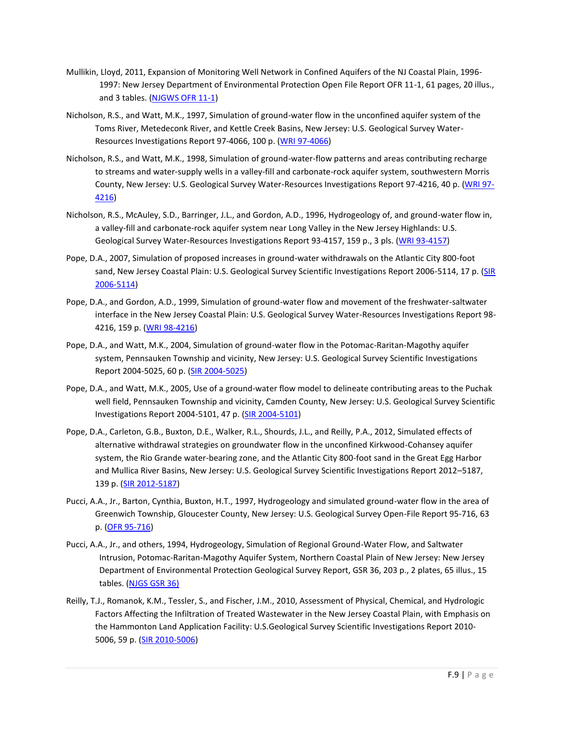Mullikin, Lloyd, 2011, Expansion of Monitoring Well Network in Confined Aquifers of the NJ Coastal Plain, 1996-1997: New Jersey Department of Environmental Protection Open File Report OFR 11-1, 61 pages, 20 illus., and 3 tables. (NJGWS OFR 11-1)

Nicholson, R.S., and Watt, M.K., 1997, Simulation of ground-water flow in the unconfined aquifer system of the Toms River, Metedeconk River, and Kettle Creek Basins, New Jersey: U.S. Geological Survey Water-Resources Investigations Report 97-4066, 100 p. (WRI 97-4066)

Nicholson, R.S., and Watt, M.K., 1998, Simulation of ground-water-flow patterns and areas contributing recharge to streams and water-supply wells in a valley-fill and carbonate-rock aquifer system, southwestern Morris County, New Jersey: U.S. Geological Survey Water-Resources Investigations Report 97-4216, 40 p. (WRI 97-4216)

Nicholson, R.S., McAuley, S.D., Barringer, J.L., and Gordon, A.D., 1996, Hydrogeology of, and ground-water flow in, a valley-fill and carbonate-rock aquifer system near Long Valley in the New Jersey Highlands: U.S. Geological Survey Water-Resources Investigations Report 93-4157, 159 p., 3 pls. (WRI 93-4157)

Pope, D.A., 2007, Simulation of proposed increases in ground-water withdrawals on the Atlantic City 800-foot sand, New Jersey Coastal Plain: U.S. Geological Survey Scientific Investigations Report 2006-5114, 17 p. (SIR 2006-5114)

Pope, D.A., and Gordon, A.D., 1999, Simulation of ground-water flow and movement of the freshwater-saltwater interface in the New Jersey Coastal Plain: U.S. Geological Survey Water-Resources Investigations Report 98-4216, 159 p. (WRI 98-4216)

Pope, D.A., and Watt, M.K., 2004, Simulation of ground-water flow in the Potomac-Raritan-Magothy aquifer system, Pennsauken Township and vicinity, New Jersey: U.S. Geological Survey Scientific Investigations Report 2004-5025, 60 p. (SIR 2004-5025)

Pope, D.A., and Watt, M.K., 2005, Use of a ground-water flow model to delineate contributing areas to the Puchak well field, Pennsauken Township and vicinity, Camden County, New Jersey: U.S. Geological Survey Scientific Investigations Report 2004-5101, 47 p. (SIR 2004-5101)

Pope, D.A., Carleton, G.B., Buxton, D.E., Walker, R.L., Shourds, J.L., and Reilly, P.A., 2012, Simulated effects of alternative withdrawal strategies on groundwater flow in the unconfined Kirkwood-Cohansey aquifer system, the Rio Grande water-bearing zone, and the Atlantic City 800-foot sand in the Great Egg Harbor and Mullica River Basins, New Jersey: U.S. Geological Survey Scientific Investigations Report 2012–5187, 139 p. (SIR 2012-5187)

Pucci, A.A., Jr., Barton, Cynthia, Buxton, H.T., 1997, Hydrogeology and simulated ground-water flow in the area of Greenwich Township, Gloucester County, New Jersey: U.S. Geological Survey Open-File Report 95-716, 63 p. (OFR 95-716)

Pucci, A.A., Jr., and others, 1994, Hydrogeology, Simulation of Regional Ground-Water Flow, and Saltwater Intrusion, Potomac-Raritan-Magothy Aquifer System, Northern Coastal Plain of New Jersey: New Jersey Department of Environmental Protection Geological Survey Report, GSR 36, 203 p., 2 plates, 65 illus., 15 tables. (NJGS GSR 36)

Reilly, T.J., Romanok, K.M., Tessler, S., and Fischer, J.M., 2010, Assessment of Physical, Chemical, and Hydrologic Factors Affecting the Infiltration of Treated Wastewater in the New Jersey Coastal Plain, with Emphasis on the Hammonton Land Application Facility: U.S.Geological Survey Scientific Investigations Report 2010-5006, 59 p. (SIR 2010-5006)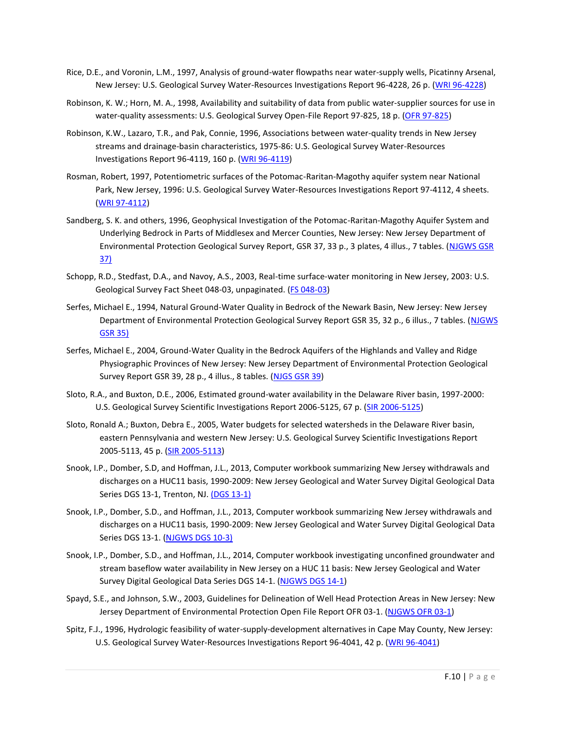Rice, D.E., and Voronin, L.M., 1997, Analysis of ground-water flowpaths near water-supply wells, Picatinny Arsenal, New Jersey: U.S. Geological Survey Water-Resources Investigations Report 96-4228, 26 p. (WRI 96-4228)

Robinson, K. W.; Horn, M. A., 1998, Availability and suitability of data from public water-supplier sources for use in water-quality assessments: U.S. Geological Survey Open-File Report 97-825, 18 p. (OFR 97-825)

Robinson, K.W., Lazaro, T.R., and Pak, Connie, 1996, Associations between water-quality trends in New Jersey streams and drainage-basin characteristics, 1975-86: U.S. Geological Survey Water-Resources Investigations Report 96-4119, 160 p. (WRI 96-4119)

Rosman, Robert, 1997, Potentiometric surfaces of the Potomac-Raritan-Magothy aquifer system near National Park, New Jersey, 1996: U.S. Geological Survey Water-Resources Investigations Report 97-4112, 4 sheets. (WRI 97-4112)

Sandberg, S. K. and others, 1996, Geophysical Investigation of the Potomac-Raritan-Magothy Aquifer System and Underlying Bedrock in Parts of Middlesex and Mercer Counties, New Jersey: New Jersey Department of Environmental Protection Geological Survey Report, GSR 37, 33 p., 3 plates, 4 illus., 7 tables. (NJGWS GSR 37)

Schopp, R.D., Stedfast, D.A., and Navoy, A.S., 2003, Real-time surface-water monitoring in New Jersey, 2003: U.S. Geological Survey Fact Sheet 048-03, unpaginated. (FS 048-03)

Serfes, Michael E., 1994, Natural Ground-Water Quality in Bedrock of the Newark Basin, New Jersey: New Jersey Department of Environmental Protection Geological Survey Report GSR 35, 32 p., 6 illus., 7 tables. (NJGWS GSR 35)

Serfes, Michael E., 2004, Ground-Water Quality in the Bedrock Aquifers of the Highlands and Valley and Ridge Physiographic Provinces of New Jersey: New Jersey Department of Environmental Protection Geological Survey Report GSR 39, 28 p., 4 illus., 8 tables. (NJGS GSR 39)

Sloto, R.A., and Buxton, D.E., 2006, Estimated ground-water availability in the Delaware River basin, 1997-2000: U.S. Geological Survey Scientific Investigations Report 2006-5125, 67 p. (SIR 2006-5125)

Sloto, Ronald A.; Buxton, Debra E., 2005, Water budgets for selected watersheds in the Delaware River basin, eastern Pennsylvania and western New Jersey: U.S. Geological Survey Scientific Investigations Report 2005-5113, 45 p. (SIR 2005-5113)

Snook, I.P., Domber, S.D, and Hoffman, J.L., 2013, Computer workbook summarizing New Jersey withdrawals and discharges on a HUC11 basis, 1990-2009: New Jersey Geological and Water Survey Digital Geological Data Series DGS 13-1, Trenton, NJ. (DGS 13-1)

Snook, I.P., Domber, S.D., and Hoffman, J.L., 2013, Computer workbook summarizing New Jersey withdrawals and discharges on a HUC11 basis, 1990-2009: New Jersey Geological and Water Survey Digital Geological Data Series DGS 13-1. (NJGWS DGS 10-3)

Snook, I.P., Domber, S.D., and Hoffman, J.L., 2014, Computer workbook investigating unconfined groundwater and stream baseflow water availability in New Jersey on a HUC 11 basis: New Jersey Geological and Water Survey Digital Geological Data Series DGS 14-1. (NJGWS DGS 14-1)

Spayd, S.E., and Johnson, S.W., 2003, Guidelines for Delineation of Well Head Protection Areas in New Jersey: New Jersey Department of Environmental Protection Open File Report OFR 03-1. (NJGWS OFR 03-1)

Spitz, F.J., 1996, Hydrologic feasibility of water-supply-development alternatives in Cape May County, New Jersey: U.S. Geological Survey Water-Resources Investigations Report 96-4041, 42 p. (WRI 96-4041)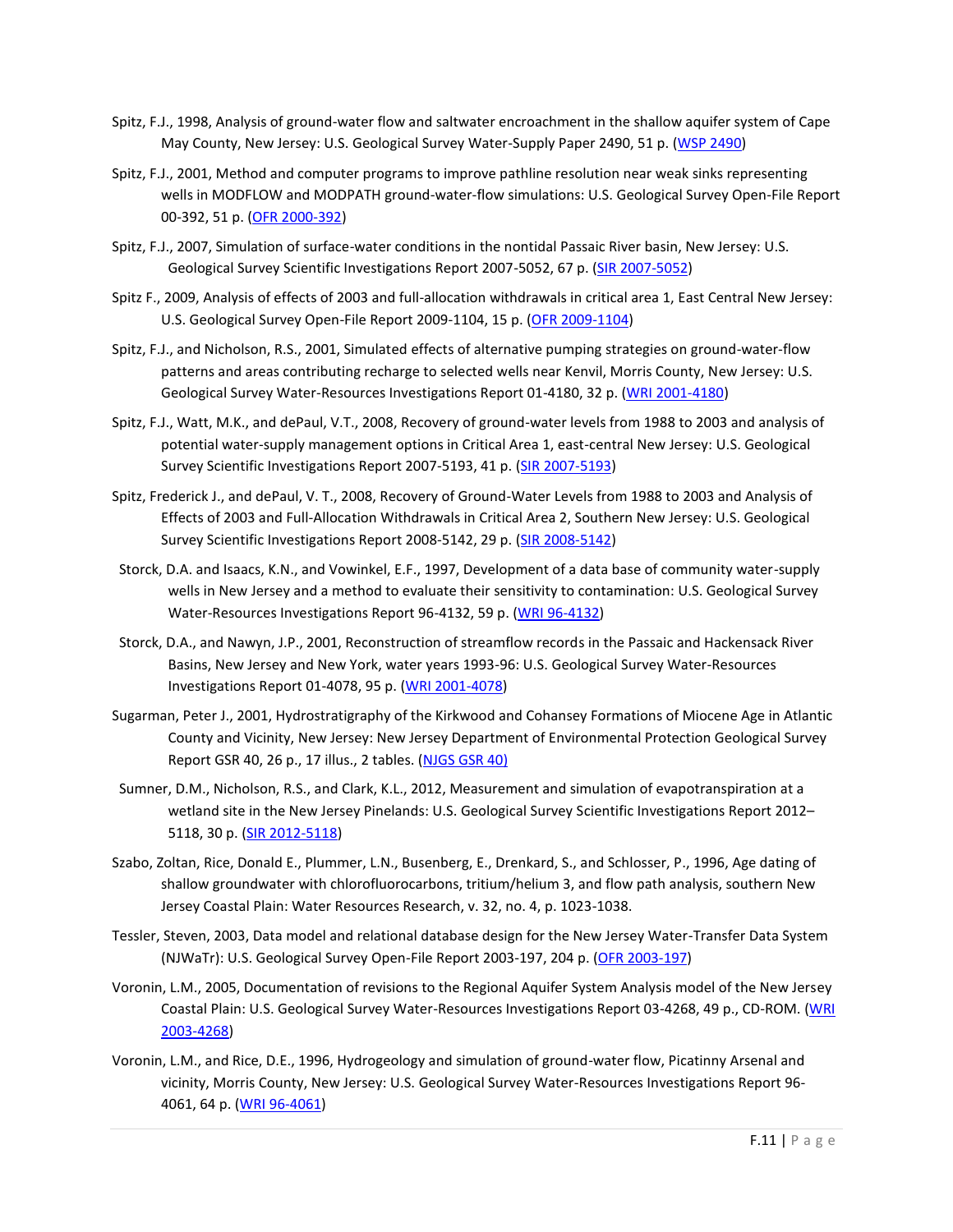Spitz, F.J., 1998, Analysis of ground-water flow and saltwater encroachment in the shallow aquifer system of Cape May County, New Jersey: U.S. Geological Survey Water-Supply Paper 2490, 51 p. (WSP 2490)

Spitz, F.J., 2001, Method and computer programs to improve pathline resolution near weak sinks representing wells in MODFLOW and MODPATH ground-water-flow simulations: U.S. Geological Survey Open-File Report 00-392, 51 p. (OFR 2000-392)

Spitz, F.J., 2007, Simulation of surface-water conditions in the nontidal Passaic River basin, New Jersey: U.S. Geological Survey Scientific Investigations Report 2007-5052, 67 p. (SIR 2007-5052)

Spitz F., 2009, Analysis of effects of 2003 and full-allocation withdrawals in critical area 1, East Central New Jersey: U.S. Geological Survey Open-File Report 2009-1104, 15 p. (OFR 2009-1104)

Spitz, F.J., and Nicholson, R.S., 2001, Simulated effects of alternative pumping strategies on ground-water-flow patterns and areas contributing recharge to selected wells near Kenvil, Morris County, New Jersey: U.S. Geological Survey Water-Resources Investigations Report 01-4180, 32 p. (WRI 2001-4180)

Spitz, F.J., Watt, M.K., and dePaul, V.T., 2008, Recovery of ground-water levels from 1988 to 2003 and analysis of potential water-supply management options in Critical Area 1, east-central New Jersey: U.S. Geological Survey Scientific Investigations Report 2007-5193, 41 p. (SIR 2007-5193)

Spitz, Frederick J., and dePaul, V. T., 2008, Recovery of Ground-Water Levels from 1988 to 2003 and Analysis of Effects of 2003 and Full-Allocation Withdrawals in Critical Area 2, Southern New Jersey: U.S. Geological Survey Scientific Investigations Report 2008-5142, 29 p. (SIR 2008-5142)

Storck, D.A. and Isaacs, K.N., and Vowinkel, E.F., 1997, Development of a data base of community water-supply wells in New Jersey and a method to evaluate their sensitivity to contamination: U.S. Geological Survey Water-Resources Investigations Report 96-4132, 59 p. (WRI 96-4132)

Storck, D.A., and Nawyn, J.P., 2001, Reconstruction of streamflow records in the Passaic and Hackensack River Basins, New Jersey and New York, water years 1993-96: U.S. Geological Survey Water-Resources Investigations Report 01-4078, 95 p. (WRI 2001-4078)

Sugarman, Peter J., 2001, Hydrostratigraphy of the Kirkwood and Cohansey Formations of Miocene Age in Atlantic County and Vicinity, New Jersey: New Jersey Department of Environmental Protection Geological Survey Report GSR 40, 26 p., 17 illus., 2 tables. (NJGS GSR 40)

Sumner, D.M., Nicholson, R.S., and Clark, K.L., 2012, Measurement and simulation of evapotranspiration at a wetland site in the New Jersey Pinelands: U.S. Geological Survey Scientific Investigations Report 2012–5118, 30 p. (SIR 2012-5118)

Szabo, Zoltan, Rice, Donald E., Plummer, L.N., Busenberg, E., Drenkard, S., and Schlosser, P., 1996, Age dating of shallow groundwater with chlorofluorocarbons, tritium/helium 3, and flow path analysis, southern New Jersey Coastal Plain: Water Resources Research, v. 32, no. 4, p. 1023-1038.

Tessler, Steven, 2003, Data model and relational database design for the New Jersey Water-Transfer Data System (NJWaTr): U.S. Geological Survey Open-File Report 2003-197, 204 p. (OFR 2003-197)

Voronin, L.M., 2005, Documentation of revisions to the Regional Aquifer System Analysis model of the New Jersey Coastal Plain: U.S. Geological Survey Water-Resources Investigations Report 03-4268, 49 p., CD-ROM. (WRI 2003-4268)

Voronin, L.M., and Rice, D.E., 1996, Hydrogeology and simulation of ground-water flow, Picatinny Arsenal and vicinity, Morris County, New Jersey: U.S. Geological Survey Water-Resources Investigations Report 96-4061, 64 p. (WRI 96-4061)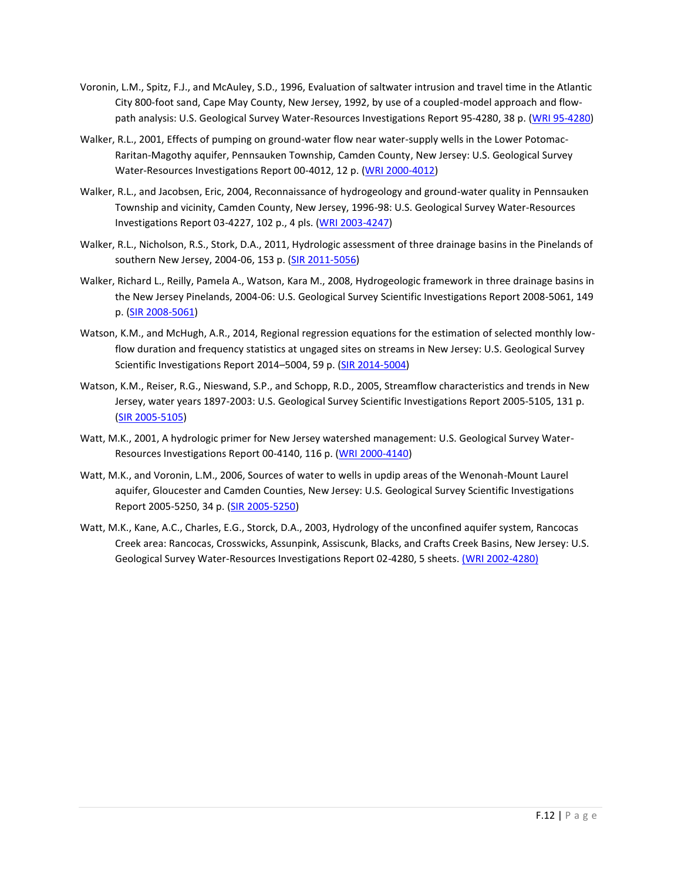Voronin, L.M., Spitz, F.J., and McAuley, S.D., 1996, Evaluation of saltwater intrusion and travel time in the Atlantic City 800-foot sand, Cape May County, New Jersey, 1992, by use of a coupled-model approach and flow-path analysis: U.S. Geological Survey Water-Resources Investigations Report 95-4280, 38 p. (WRI 95-4280)

Walker, R.L., 2001, Effects of pumping on ground-water flow near water-supply wells in the Lower Potomac-Raritan-Magothy aquifer, Pennsauken Township, Camden County, New Jersey: U.S. Geological Survey Water-Resources Investigations Report 00-4012, 12 p. (WRI 2000-4012)

Walker, R.L., and Jacobsen, Eric, 2004, Reconnaissance of hydrogeology and ground-water quality in Pennsauken Township and vicinity, Camden County, New Jersey, 1996-98: U.S. Geological Survey Water-Resources Investigations Report 03-4227, 102 p., 4 pls. (WRI 2003-4247)

Walker, R.L., Nicholson, R.S., Stork, D.A., 2011, Hydrologic assessment of three drainage basins in the Pinelands of southern New Jersey, 2004-06, 153 p. (SIR 2011-5056)

Walker, Richard L., Reilly, Pamela A., Watson, Kara M., 2008, Hydrogeologic framework in three drainage basins in the New Jersey Pinelands, 2004-06: U.S. Geological Survey Scientific Investigations Report 2008-5061, 149 p. (SIR 2008-5061)

Watson, K.M., and McHugh, A.R., 2014, Regional regression equations for the estimation of selected monthly low-flow duration and frequency statistics at ungaged sites on streams in New Jersey: U.S. Geological Survey Scientific Investigations Report 2014–5004, 59 p. (SIR 2014-5004)

Watson, K.M., Reiser, R.G., Nieswand, S.P., and Schopp, R.D., 2005, Streamflow characteristics and trends in New Jersey, water years 1897-2003: U.S. Geological Survey Scientific Investigations Report 2005-5105, 131 p. (SIR 2005-5105)

Watt, M.K., 2001, A hydrologic primer for New Jersey watershed management: U.S. Geological Survey Water-Resources Investigations Report 00-4140, 116 p. (WRI 2000-4140)

Watt, M.K., and Voronin, L.M., 2006, Sources of water to wells in updip areas of the Wenonah-Mount Laurel aquifer, Gloucester and Camden Counties, New Jersey: U.S. Geological Survey Scientific Investigations Report 2005-5250, 34 p. (SIR 2005-5250)

Watt, M.K., Kane, A.C., Charles, E.G., Storck, D.A., 2003, Hydrology of the unconfined aquifer system, Rancocas Creek area: Rancocas, Crosswicks, Assunpink, Assiscunk, Blacks, and Crafts Creek Basins, New Jersey: U.S. Geological Survey Water-Resources Investigations Report 02-4280, 5 sheets. (WRI 2002-4280)